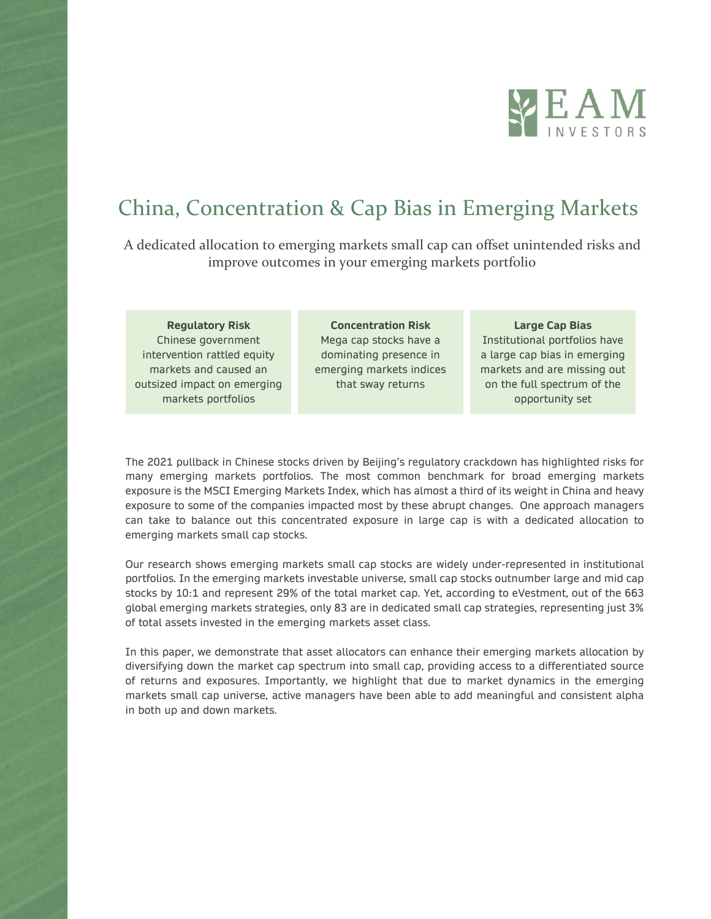EAM INVESTORS

# China, Concentration & Cap Bias in Emerging Markets

A dedicated allocation to emerging markets small cap can offset unintended risks and improve outcomes in your emerging markets portfolio

| **Regulatory Risk** | **Concentration Risk** | **Large Cap Bias** |
|---|---|---|
| Chinese government intervention rattled equity markets and caused an outsized impact on emerging markets portfolios | Mega cap stocks have a dominating presence in emerging markets indices that sway returns | Institutional portfolios have a large cap bias in emerging markets and are missing out on the full spectrum of the opportunity set |

The 2021 pullback in Chinese stocks driven by Beijing's regulatory crackdown has highlighted risks for many emerging markets portfolios. The most common benchmark for broad emerging markets exposure is the MSCI Emerging Markets Index, which has almost a third of its weight in China and heavy exposure to some of the companies impacted most by these abrupt changes. One approach managers can take to balance out this concentrated exposure in large cap is with a dedicated allocation to emerging markets small cap stocks.

Our research shows emerging markets small cap stocks are widely under-represented in institutional portfolios. In the emerging markets investable universe, small cap stocks outnumber large and mid cap stocks by 10:1 and represent 29% of the total market cap. Yet, according to eVestment, out of the 663 global emerging markets strategies, only 83 are in dedicated small cap strategies, representing just 3% of total assets invested in the emerging markets asset class.

In this paper, we demonstrate that asset allocators can enhance their emerging markets allocation by diversifying down the market cap spectrum into small cap, providing access to a differentiated source of returns and exposures. Importantly, we highlight that due to market dynamics in the emerging markets small cap universe, active managers have been able to add meaningful and consistent alpha in both up and down markets.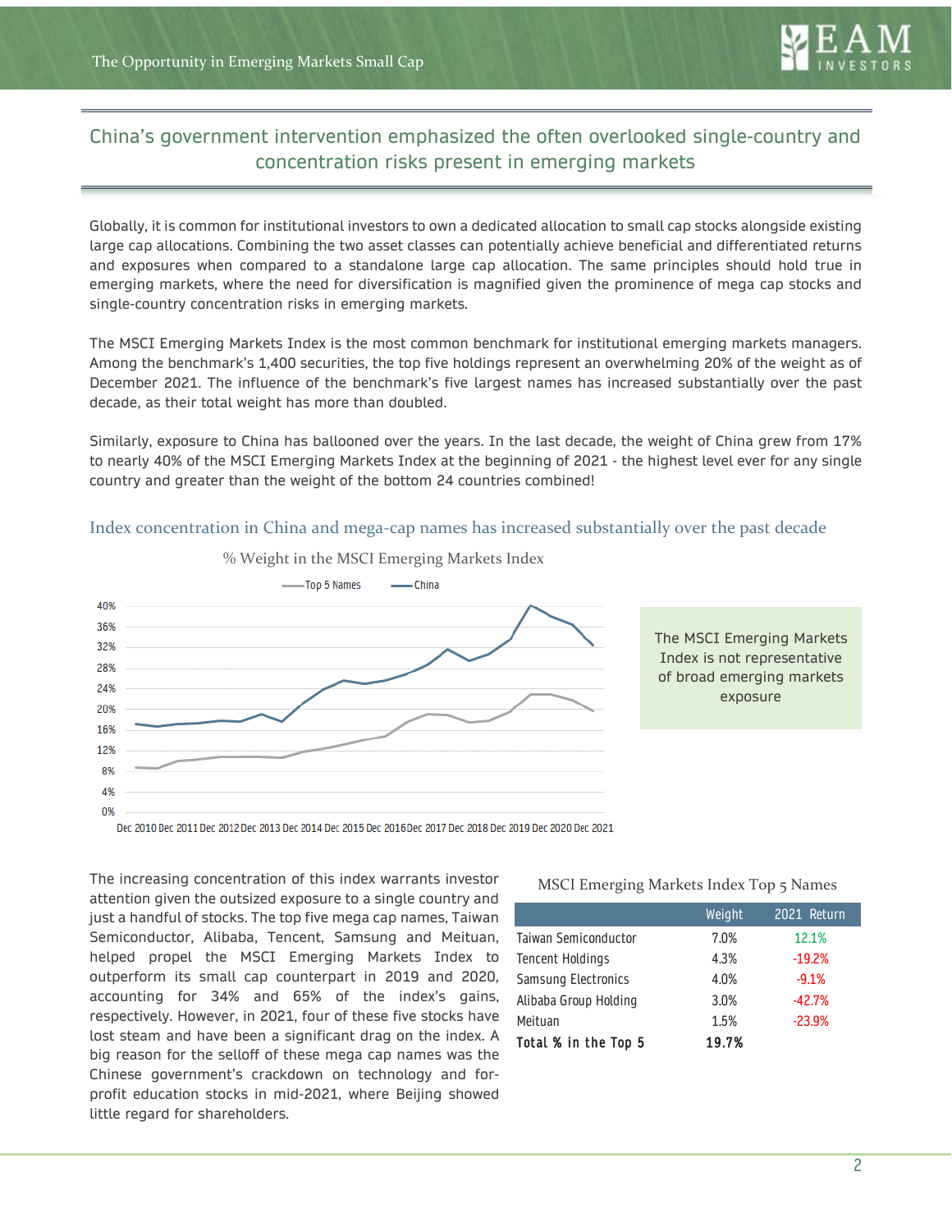## China's government intervention emphasized the often overlooked single-country and concentration risks present in emerging markets

Globally, it is common for institutional investors to own a dedicated allocation to small cap stocks alongside existing large cap allocations. Combining the two asset classes can potentially achieve beneficial and differentiated returns and exposures when compared to a standalone large cap allocation. The same principles should hold true in emerging markets, where the need for diversification is magnified given the prominence of mega cap stocks and single-country concentration risks in emerging markets.

The MSCI Emerging Markets Index is the most common benchmark for institutional emerging markets managers. Among the benchmark's 1,400 securities, the top five holdings represent an overwhelming 20% of the weight as of December 2021. The influence of the benchmark's five largest names has increased substantially over the past decade, as their total weight has more than doubled.

Similarly, exposure to China has ballooned over the years. In the last decade, the weight of China grew from 17% to nearly 40% of the MSCI Emerging Markets Index at the beginning of 2021 - the highest level ever for any single country and greater than the weight of the bottom 24 countries combined!

### Index concentration in China and mega-cap names has increased substantially over the past decade

% Weight in the MSCI Emerging Markets Index

Top 5 Names — China

40%, 36%, 32%, 28%, 24%, 20%, 16%, 12%, 8%, 4%, 0%

Dec 2010 Dec 2011 Dec 2012 Dec 2013 Dec 2014 Dec 2015 Dec 2016 Dec 2017 Dec 2018 Dec 2019 Dec 2020 Dec 2021

The MSCI Emerging Markets Index is not representative of broad emerging markets exposure

The increasing concentration of this index warrants investor attention given the outsized exposure to a single country and just a handful of stocks. The top five mega cap names, Taiwan Semiconductor, Alibaba, Tencent, Samsung and Meituan, helped propel the MSCI Emerging Markets Index to outperform its small cap counterpart in 2019 and 2020, accounting for 34% and 65% of the index's gains, respectively. However, in 2021, four of these five stocks have lost steam and have been a significant drag on the index. A big reason for the selloff of these mega cap names was the Chinese government's crackdown on technology and for-profit education stocks in mid-2021, where Beijing showed little regard for shareholders.

MSCI Emerging Markets Index Top 5 Names

| | Weight | 2021 Return |
|---|---|---|
| Taiwan Semiconductor | 7.0% | 12.1% |
| Tencent Holdings | 4.3% | -19.2% |
| Samsung Electronics | 4.0% | -9.1% |
| Alibaba Group Holding | 3.0% | -42.7% |
| Meituan | 1.5% | -23.9% |
| **Total % in the Top 5** | **19.7%** | |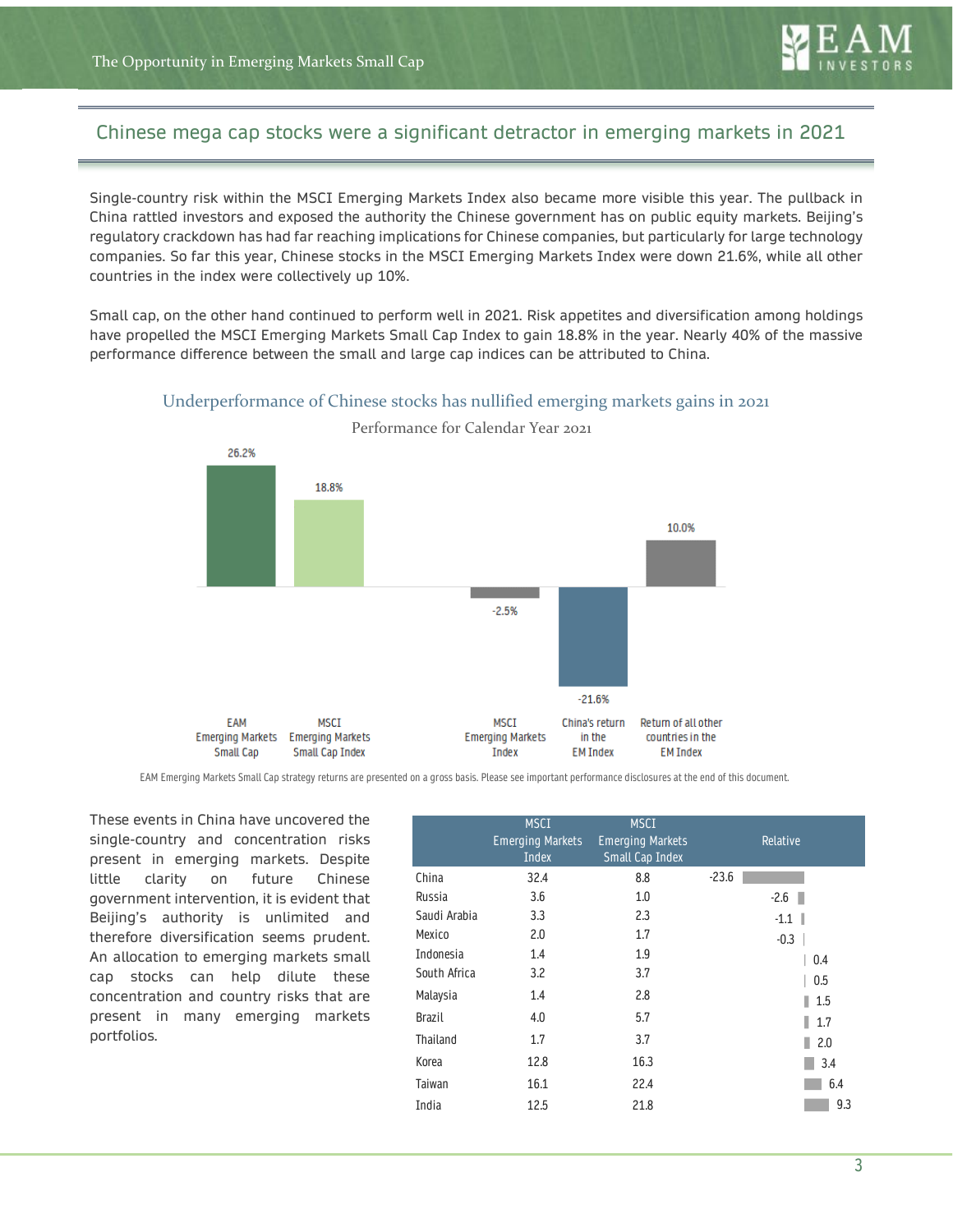## Chinese mega cap stocks were a significant detractor in emerging markets in 2021

Single-country risk within the MSCI Emerging Markets Index also became more visible this year. The pullback in China rattled investors and exposed the authority the Chinese government has on public equity markets. Beijing's regulatory crackdown has had far reaching implications for Chinese companies, but particularly for large technology companies. So far this year, Chinese stocks in the MSCI Emerging Markets Index were down 21.6%, while all other countries in the index were collectively up 10%.

Small cap, on the other hand continued to perform well in 2021. Risk appetites and diversification among holdings have propelled the MSCI Emerging Markets Small Cap Index to gain 18.8% in the year. Nearly 40% of the massive performance difference between the small and large cap indices can be attributed to China.

### Underperformance of Chinese stocks has nullified emerging markets gains in 2021

Performance for Calendar Year 2021

| | Performance |
|---|---|
| EAM Emerging Markets Small Cap | 26.2% |
| MSCI Emerging Markets Small Cap Index | 18.8% |
| MSCI Emerging Markets Index | -2.5% |
| China's return in the EM Index | -21.6% |
| Return of all other countries in the EM Index | 10.0% |

EAM Emerging Markets Small Cap strategy returns are presented on a gross basis. Please see important performance disclosures at the end of this document.

These events in China have uncovered the single-country and concentration risks present in emerging markets. Despite little clarity on future Chinese government intervention, it is evident that Beijing's authority is unlimited and therefore diversification seems prudent. An allocation to emerging markets small cap stocks can help dilute these concentration and country risks that are present in many emerging markets portfolios.

| | MSCI Emerging Markets Index | MSCI Emerging Markets Small Cap Index | Relative |
|---|---|---|---|
| China | 32.4 | 8.8 | -23.6 |
| Russia | 3.6 | 1.0 | -2.6 |
| Saudi Arabia | 3.3 | 2.3 | -1.1 |
| Mexico | 2.0 | 1.7 | -0.3 |
| Indonesia | 1.4 | 1.9 | 0.4 |
| South Africa | 3.2 | 3.7 | 0.5 |
| Malaysia | 1.4 | 2.8 | 1.5 |
| Brazil | 4.0 | 5.7 | 1.7 |
| Thailand | 1.7 | 3.7 | 2.0 |
| Korea | 12.8 | 16.3 | 3.4 |
| Taiwan | 16.1 | 22.4 | 6.4 |
| India | 12.5 | 21.8 | 9.3 |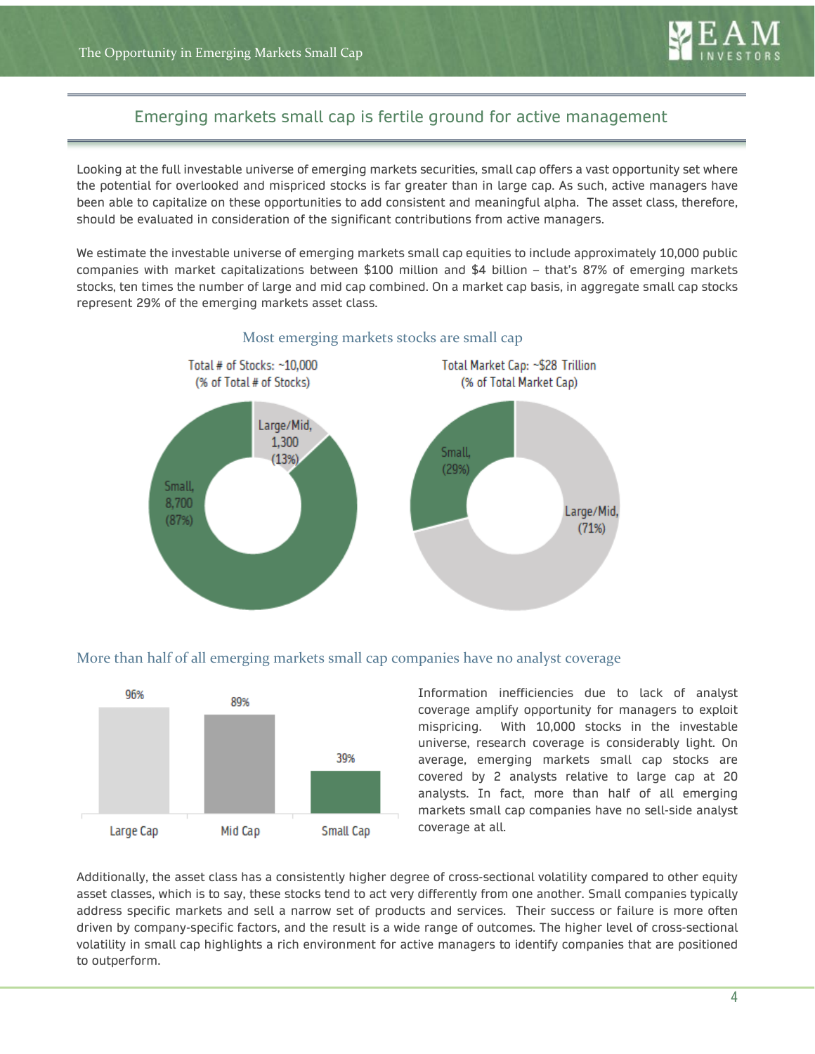## Emerging markets small cap is fertile ground for active management

Looking at the full investable universe of emerging markets securities, small cap offers a vast opportunity set where the potential for overlooked and mispriced stocks is far greater than in large cap. As such, active managers have been able to capitalize on these opportunities to add consistent and meaningful alpha. The asset class, therefore, should be evaluated in consideration of the significant contributions from active managers.

We estimate the investable universe of emerging markets small cap equities to include approximately 10,000 public companies with market capitalizations between $100 million and $4 billion – that's 87% of emerging markets stocks, ten times the number of large and mid cap combined. On a market cap basis, in aggregate small cap stocks represent 29% of the emerging markets asset class.

### Most emerging markets stocks are small cap

**Total # of Stocks: ~10,000 (% of Total # of Stocks)**

| Segment | # of Stocks | % |
|---|---|---|
| Small | 8,700 | 87% |
| Large/Mid | 1,300 | 13% |

**Total Market Cap: ~$28 Trillion (% of Total Market Cap)**

| Segment | % |
|---|---|
| Small | 29% |
| Large/Mid | 71% |

### More than half of all emerging markets small cap companies have no analyst coverage

| Large Cap | Mid Cap | Small Cap |
|---|---|---|
| 96% | 89% | 39% |

Information inefficiencies due to lack of analyst coverage amplify opportunity for managers to exploit mispricing. With 10,000 stocks in the investable universe, research coverage is considerably light. On average, emerging markets small cap stocks are covered by 2 analysts relative to large cap at 20 analysts. In fact, more than half of all emerging markets small cap companies have no sell-side analyst coverage at all.

Additionally, the asset class has a consistently higher degree of cross-sectional volatility compared to other equity asset classes, which is to say, these stocks tend to act very differently from one another. Small companies typically address specific markets and sell a narrow set of products and services. Their success or failure is more often driven by company-specific factors, and the result is a wide range of outcomes. The higher level of cross-sectional volatility in small cap highlights a rich environment for active managers to identify companies that are positioned to outperform.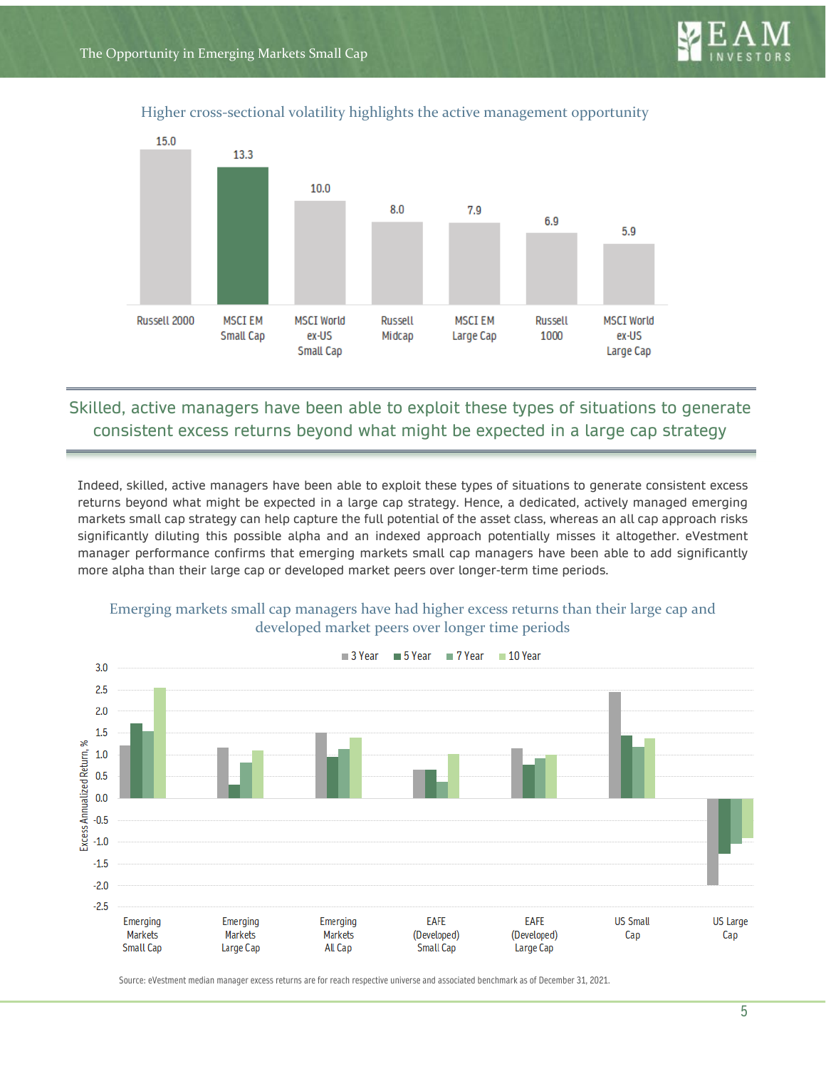Higher cross-sectional volatility highlights the active management opportunity

| Russell 2000 | MSCI EM Small Cap | MSCI World ex-US Small Cap | Russell Midcap | MSCI EM Large Cap | Russell 1000 | MSCI World ex-US Large Cap |
|---|---|---|---|---|---|---|
| 15.0 | 13.3 | 10.0 | 8.0 | 7.9 | 6.9 | 5.9 |

## Skilled, active managers have been able to exploit these types of situations to generate consistent excess returns beyond what might be expected in a large cap strategy

Indeed, skilled, active managers have been able to exploit these types of situations to generate consistent excess returns beyond what might be expected in a large cap strategy. Hence, a dedicated, actively managed emerging markets small cap strategy can help capture the full potential of the asset class, whereas an all cap approach risks significantly diluting this possible alpha and an indexed approach potentially misses it altogether. eVestment manager performance confirms that emerging markets small cap managers have been able to add significantly more alpha than their large cap or developed market peers over longer-term time periods.

Emerging markets small cap managers have had higher excess returns than their large cap and developed market peers over longer time periods

Source: eVestment median manager excess returns are for reach respective universe and associated benchmark as of December 31, 2021.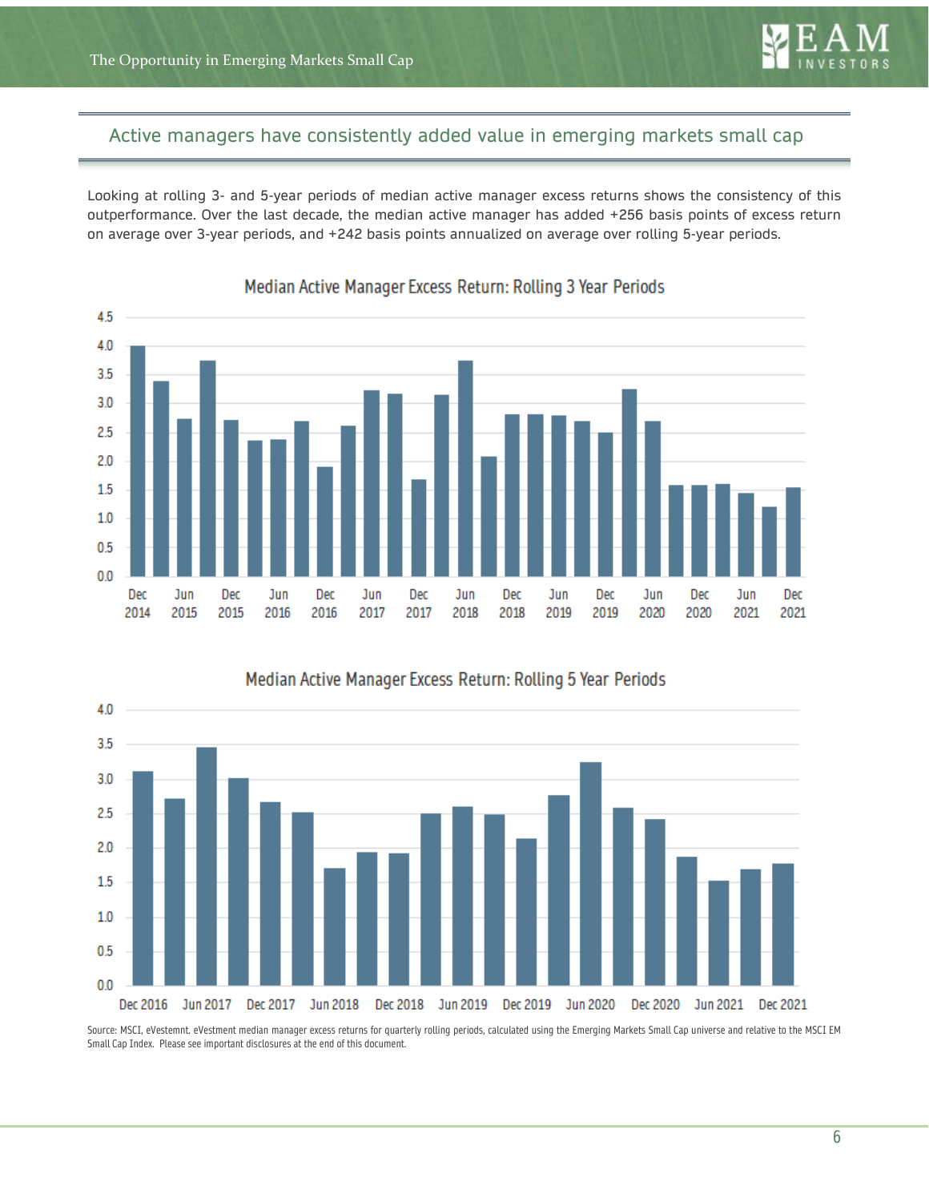## Active managers have consistently added value in emerging markets small cap

Looking at rolling 3- and 5-year periods of median active manager excess returns shows the consistency of this outperformance. Over the last decade, the median active manager has added +256 basis points of excess return on average over 3-year periods, and +242 basis points annualized on average over rolling 5-year periods.

**Median Active Manager Excess Return: Rolling 3 Year Periods**

**Median Active Manager Excess Return: Rolling 5 Year Periods**

Source: MSCI, eVestemnt. eVestment median manager excess returns for quarterly rolling periods, calculated using the Emerging Markets Small Cap universe and relative to the MSCI EM Small Cap Index. Please see important disclosures at the end of this document.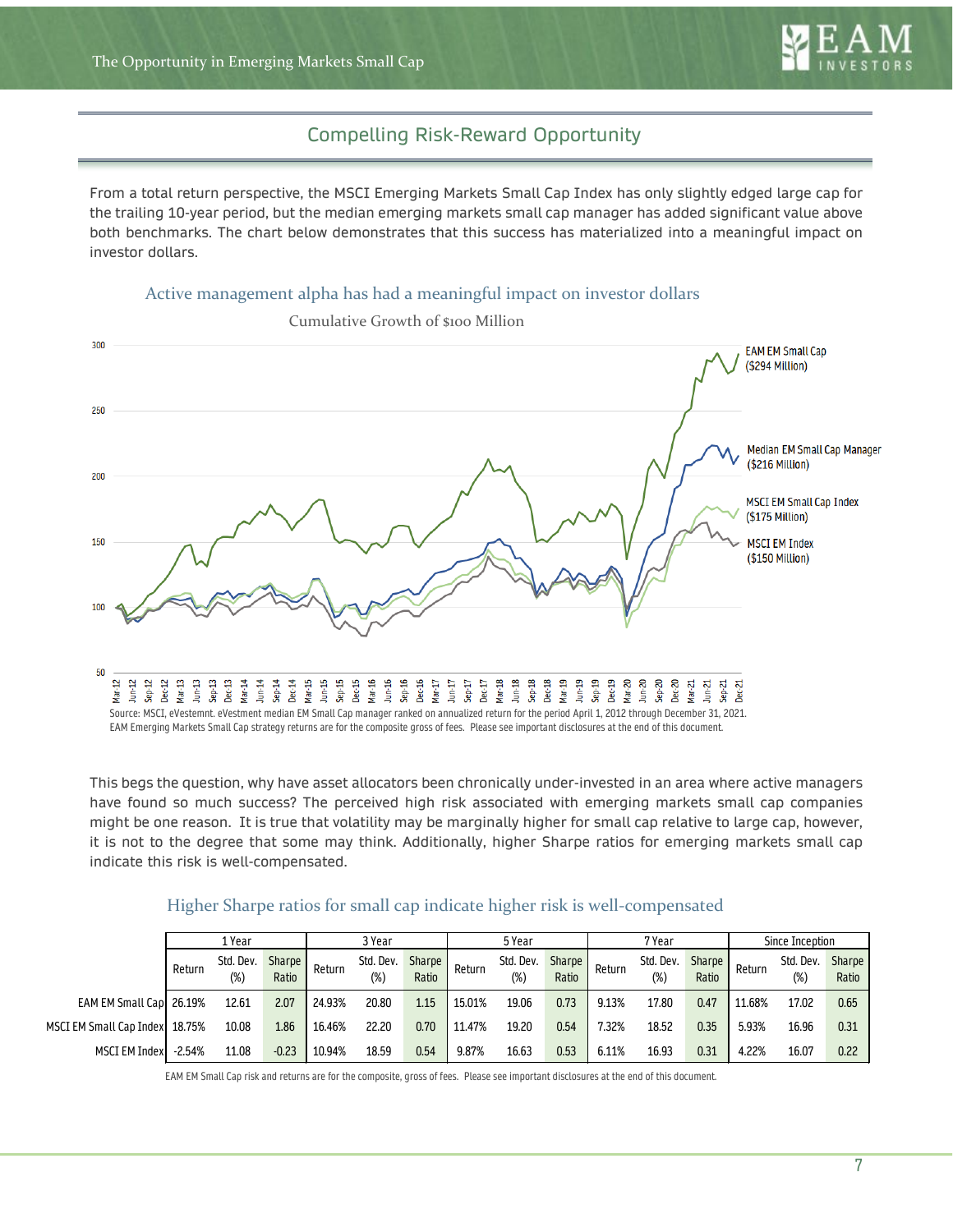## Compelling Risk-Reward Opportunity

From a total return perspective, the MSCI Emerging Markets Small Cap Index has only slightly edged large cap for the trailing 10-year period, but the median emerging markets small cap manager has added significant value above both benchmarks. The chart below demonstrates that this success has materialized into a meaningful impact on investor dollars.

### Active management alpha has had a meaningful impact on investor dollars

Cumulative Growth of $100 Million

- EAM EM Small Cap ($294 Million)
- Median EM Small Cap Manager ($216 Million)
- MSCI EM Small Cap Index ($175 Million)
- MSCI EM Index ($150 Million)

Source: MSCI, eVestemnt. eVestment median EM Small Cap manager ranked on annualized return for the period April 1, 2012 through December 31, 2021. EAM Emerging Markets Small Cap strategy returns are for the composite gross of fees. Please see important disclosures at the end of this document.

This begs the question, why have asset allocators been chronically under-invested in an area where active managers have found so much success? The perceived high risk associated with emerging markets small cap companies might be one reason. It is true that volatility may be marginally higher for small cap relative to large cap, however, it is not to the degree that some may think. Additionally, higher Sharpe ratios for emerging markets small cap indicate this risk is well-compensated.

### Higher Sharpe ratios for small cap indicate higher risk is well-compensated

| | 1 Year | | | 3 Year | | | 5 Year | | | 7 Year | | | Since Inception | | |
|---|---|---|---|---|---|---|---|---|---|---|---|---|---|---|---|
| | Return | Std. Dev. (%) | Sharpe Ratio | Return | Std. Dev. (%) | Sharpe Ratio | Return | Std. Dev. (%) | Sharpe Ratio | Return | Std. Dev. (%) | Sharpe Ratio | Return | Std. Dev. (%) | Sharpe Ratio |
| EAM EM Small Cap | 26.19% | 12.61 | 2.07 | 24.93% | 20.80 | 1.15 | 15.01% | 19.06 | 0.73 | 9.13% | 17.80 | 0.47 | 11.68% | 17.02 | 0.65 |
| MSCI EM Small Cap Index | 18.75% | 10.08 | 1.86 | 16.46% | 22.20 | 0.70 | 11.47% | 19.20 | 0.54 | 7.32% | 18.52 | 0.35 | 5.93% | 16.96 | 0.31 |
| MSCI EM Index | -2.54% | 11.08 | -0.23 | 10.94% | 18.59 | 0.54 | 9.87% | 16.63 | 0.53 | 6.11% | 16.93 | 0.31 | 4.22% | 16.07 | 0.22 |

EAM EM Small Cap risk and returns are for the composite, gross of fees. Please see important disclosures at the end of this document.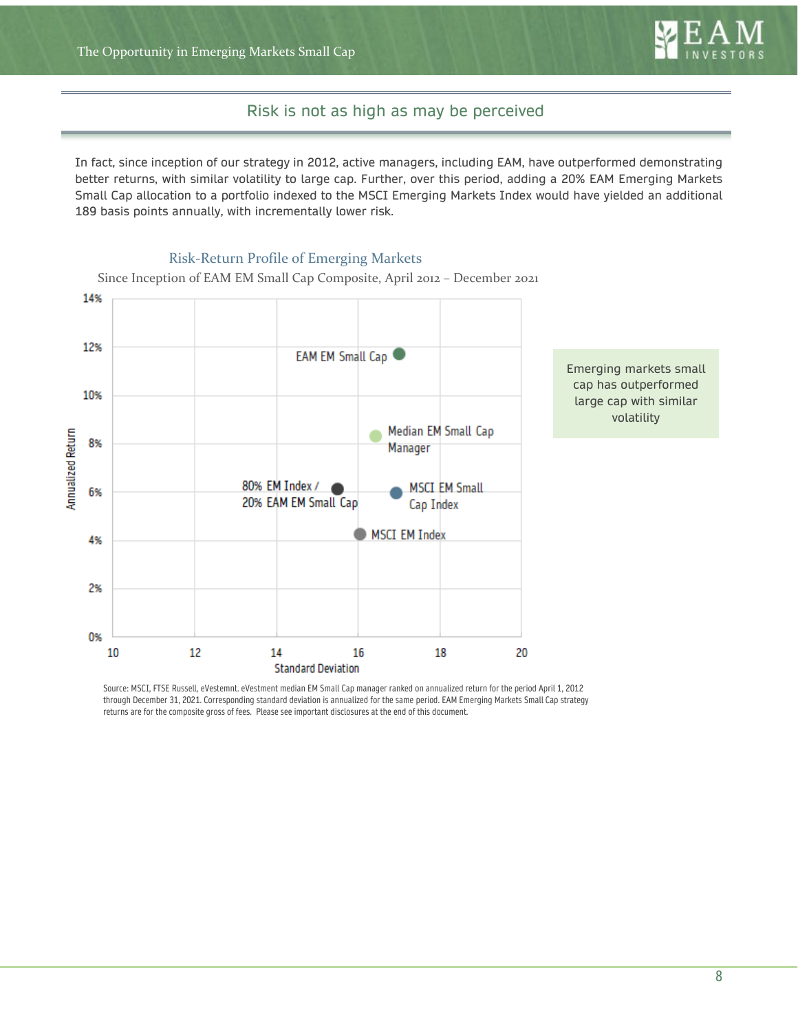## Risk is not as high as may be perceived

In fact, since inception of our strategy in 2012, active managers, including EAM, have outperformed demonstrating better returns, with similar volatility to large cap. Further, over this period, adding a 20% EAM Emerging Markets Small Cap allocation to a portfolio indexed to the MSCI Emerging Markets Index would have yielded an additional 189 basis points annually, with incrementally lower risk.

### Risk-Return Profile of Emerging Markets

Since Inception of EAM EM Small Cap Composite, April 2012 – December 2021

| Series | Standard Deviation (approx.) | Annualized Return (approx.) |
|---|---|---|
| EAM EM Small Cap | 17.0 | 11.7% |
| Median EM Small Cap Manager | 16.4 | 8.3% |
| 80% EM Index / 20% EAM EM Small Cap | 15.5 | 6.1% |
| MSCI EM Small Cap Index | 16.9 | 5.9% |
| MSCI EM Index | 16.0 | 4.2% |

Emerging markets small cap has outperformed large cap with similar volatility

Source: MSCI, FTSE Russell, eVestemnt. eVestment median EM Small Cap manager ranked on annualized return for the period April 1, 2012 through December 31, 2021. Corresponding standard deviation is annualized for the same period. EAM Emerging Markets Small Cap strategy returns are for the composite gross of fees. Please see important disclosures at the end of this document.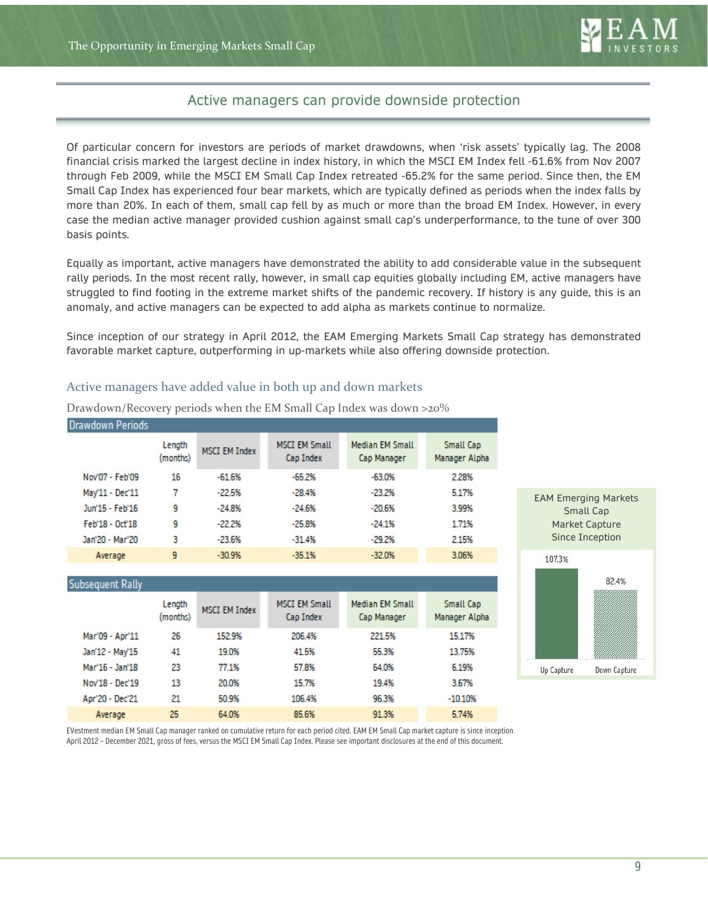## Active managers can provide downside protection

Of particular concern for investors are periods of market drawdowns, when 'risk assets' typically lag. The 2008 financial crisis marked the largest decline in index history, in which the MSCI EM Index fell -61.6% from Nov 2007 through Feb 2009, while the MSCI EM Small Cap Index retreated -65.2% for the same period. Since then, the EM Small Cap Index has experienced four bear markets, which are typically defined as periods when the index falls by more than 20%. In each of them, small cap fell by as much or more than the broad EM Index. However, in every case the median active manager provided cushion against small cap's underperformance, to the tune of over 300 basis points.

Equally as important, active managers have demonstrated the ability to add considerable value in the subsequent rally periods. In the most recent rally, however, in small cap equities globally including EM, active managers have struggled to find footing in the extreme market shifts of the pandemic recovery. If history is any guide, this is an anomaly, and active managers can be expected to add alpha as markets continue to normalize.

Since inception of our strategy in April 2012, the EAM Emerging Markets Small Cap strategy has demonstrated favorable market capture, outperforming in up-markets while also offering downside protection.

### Active managers have added value in both up and down markets

Drawdown/Recovery periods when the EM Small Cap Index was down >20%

**Drawdown Periods**

| | Length (months) | MSCI EM Index | MSCI EM Small Cap Index | Median EM Small Cap Manager | Small Cap Manager Alpha |
|---|---|---|---|---|---|
| Nov'07 - Feb'09 | 16 | -61.6% | -65.2% | -63.0% | 2.28% |
| May'11 - Dec'11 | 7 | -22.5% | -28.4% | -23.2% | 5.17% |
| Jun'15 - Feb'16 | 9 | -24.8% | -24.6% | -20.6% | 3.99% |
| Feb'18 - Oct'18 | 9 | -22.2% | -25.8% | -24.1% | 1.71% |
| Jan'20 - Mar'20 | 3 | -23.6% | -31.4% | -29.2% | 2.15% |
| Average | 9 | -30.9% | -35.1% | -32.0% | 3.06% |

**Subsequent Rally**

| | Length (months) | MSCI EM Index | MSCI EM Small Cap Index | Median EM Small Cap Manager | Small Cap Manager Alpha |
|---|---|---|---|---|---|
| Mar'09 - Apr'11 | 26 | 152.9% | 206.4% | 221.5% | 15.17% |
| Jan'12 - May'15 | 41 | 19.0% | 41.5% | 55.3% | 13.75% |
| Mar'16 - Jan'18 | 23 | 77.1% | 57.8% | 64.0% | 6.19% |
| Nov'18 - Dec'19 | 13 | 20.0% | 15.7% | 19.4% | 3.67% |
| Apr'20 - Dec'21 | 21 | 50.9% | 106.4% | 96.3% | -10.10% |
| Average | 25 | 64.0% | 85.6% | 91.3% | 5.74% |

**EAM Emerging Markets Small Cap Market Capture Since Inception**

| Up Capture | Down Capture |
|---|---|
| 107.3% | 82.4% |

EVestment median EM Small Cap manager ranked on cumulative return for each period cited. EAM EM Small Cap market capture is since inception April 2012 – December 2021, gross of fees, versus the MSCI EM Small Cap Index. Please see important disclosures at the end of this document.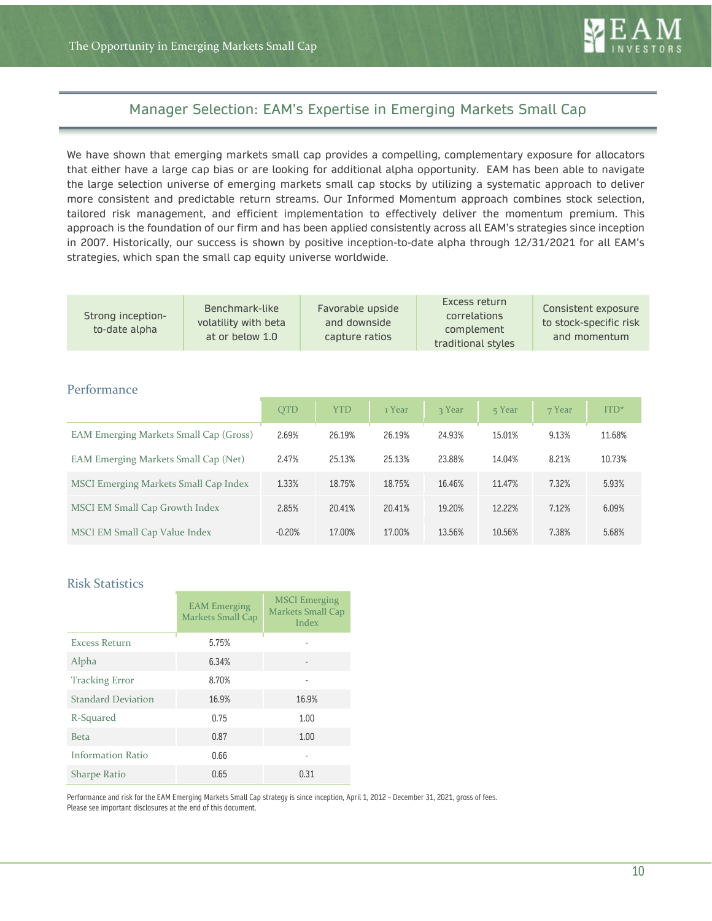## Manager Selection: EAM's Expertise in Emerging Markets Small Cap

We have shown that emerging markets small cap provides a compelling, complementary exposure for allocators that either have a large cap bias or are looking for additional alpha opportunity. EAM has been able to navigate the large selection universe of emerging markets small cap stocks by utilizing a systematic approach to deliver more consistent and predictable return streams. Our Informed Momentum approach combines stock selection, tailored risk management, and efficient implementation to effectively deliver the momentum premium. This approach is the foundation of our firm and has been applied consistently across all EAM's strategies since inception in 2007. Historically, our success is shown by positive inception-to-date alpha through 12/31/2021 for all EAM's strategies, which span the small cap equity universe worldwide.

| Strong inception-to-date alpha | Benchmark-like volatility with beta at or below 1.0 | Favorable upside and downside capture ratios | Excess return correlations complement traditional styles | Consistent exposure to stock-specific risk and momentum |
|---|---|---|---|---|

### Performance

| | QTD | YTD | 1 Year | 3 Year | 5 Year | 7 Year | ITD* |
|---|---|---|---|---|---|---|---|
| EAM Emerging Markets Small Cap (Gross) | 2.69% | 26.19% | 26.19% | 24.93% | 15.01% | 9.13% | 11.68% |
| EAM Emerging Markets Small Cap (Net) | 2.47% | 25.13% | 25.13% | 23.88% | 14.04% | 8.21% | 10.73% |
| MSCI Emerging Markets Small Cap Index | 1.33% | 18.75% | 18.75% | 16.46% | 11.47% | 7.32% | 5.93% |
| MSCI EM Small Cap Growth Index | 2.85% | 20.41% | 20.41% | 19.20% | 12.22% | 7.12% | 6.09% |
| MSCI EM Small Cap Value Index | -0.20% | 17.00% | 17.00% | 13.56% | 10.56% | 7.38% | 5.68% |

### Risk Statistics

| | EAM Emerging Markets Small Cap | MSCI Emerging Markets Small Cap Index |
|---|---|---|
| Excess Return | 5.75% | - |
| Alpha | 6.34% | - |
| Tracking Error | 8.70% | - |
| Standard Deviation | 16.9% | 16.9% |
| R-Squared | 0.75 | 1.00 |
| Beta | 0.87 | 1.00 |
| Information Ratio | 0.66 | - |
| Sharpe Ratio | 0.65 | 0.31 |

Performance and risk for the EAM Emerging Markets Small Cap strategy is since inception, April 1, 2012 – December 31, 2021, gross of fees.
Please see important disclosures at the end of this document.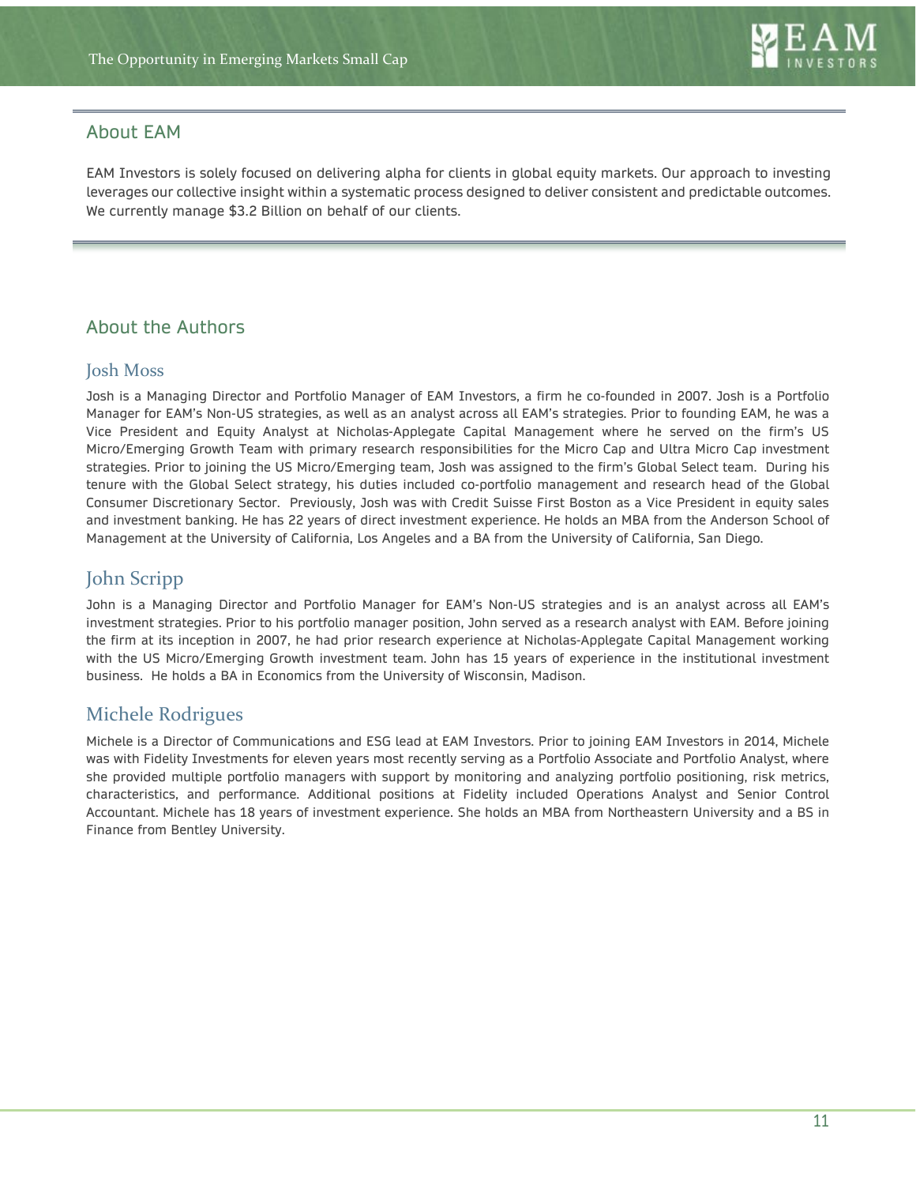## About EAM

EAM Investors is solely focused on delivering alpha for clients in global equity markets. Our approach to investing leverages our collective insight within a systematic process designed to deliver consistent and predictable outcomes. We currently manage $3.2 Billion on behalf of our clients.

## About the Authors

### Josh Moss

Josh is a Managing Director and Portfolio Manager of EAM Investors, a firm he co-founded in 2007. Josh is a Portfolio Manager for EAM's Non-US strategies, as well as an analyst across all EAM's strategies. Prior to founding EAM, he was a Vice President and Equity Analyst at Nicholas-Applegate Capital Management where he served on the firm's US Micro/Emerging Growth Team with primary research responsibilities for the Micro Cap and Ultra Micro Cap investment strategies. Prior to joining the US Micro/Emerging team, Josh was assigned to the firm's Global Select team. During his tenure with the Global Select strategy, his duties included co-portfolio management and research head of the Global Consumer Discretionary Sector. Previously, Josh was with Credit Suisse First Boston as a Vice President in equity sales and investment banking. He has 22 years of direct investment experience. He holds an MBA from the Anderson School of Management at the University of California, Los Angeles and a BA from the University of California, San Diego.

### John Scripp

John is a Managing Director and Portfolio Manager for EAM's Non-US strategies and is an analyst across all EAM's investment strategies. Prior to his portfolio manager position, John served as a research analyst with EAM. Before joining the firm at its inception in 2007, he had prior research experience at Nicholas-Applegate Capital Management working with the US Micro/Emerging Growth investment team. John has 15 years of experience in the institutional investment business. He holds a BA in Economics from the University of Wisconsin, Madison.

### Michele Rodrigues

Michele is a Director of Communications and ESG lead at EAM Investors. Prior to joining EAM Investors in 2014, Michele was with Fidelity Investments for eleven years most recently serving as a Portfolio Associate and Portfolio Analyst, where she provided multiple portfolio managers with support by monitoring and analyzing portfolio positioning, risk metrics, characteristics, and performance. Additional positions at Fidelity included Operations Analyst and Senior Control Accountant. Michele has 18 years of investment experience. She holds an MBA from Northeastern University and a BS in Finance from Bentley University.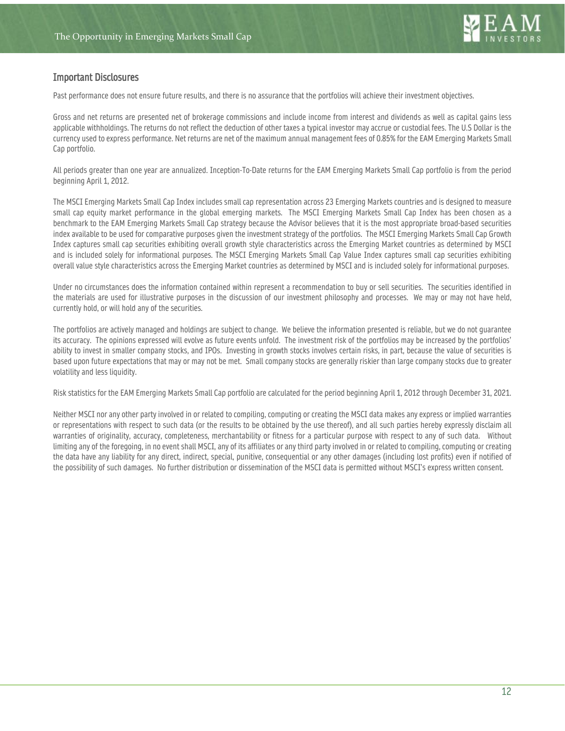## Important Disclosures

Past performance does not ensure future results, and there is no assurance that the portfolios will achieve their investment objectives.

Gross and net returns are presented net of brokerage commissions and include income from interest and dividends as well as capital gains less applicable withholdings. The returns do not reflect the deduction of other taxes a typical investor may accrue or custodial fees. The U.S Dollar is the currency used to express performance. Net returns are net of the maximum annual management fees of 0.85% for the EAM Emerging Markets Small Cap portfolio.

All periods greater than one year are annualized. Inception-To-Date returns for the EAM Emerging Markets Small Cap portfolio is from the period beginning April 1, 2012.

The MSCI Emerging Markets Small Cap Index includes small cap representation across 23 Emerging Markets countries and is designed to measure small cap equity market performance in the global emerging markets. The MSCI Emerging Markets Small Cap Index has been chosen as a benchmark to the EAM Emerging Markets Small Cap strategy because the Advisor believes that it is the most appropriate broad-based securities index available to be used for comparative purposes given the investment strategy of the portfolios. The MSCI Emerging Markets Small Cap Growth Index captures small cap securities exhibiting overall growth style characteristics across the Emerging Market countries as determined by MSCI and is included solely for informational purposes. The MSCI Emerging Markets Small Cap Value Index captures small cap securities exhibiting overall value style characteristics across the Emerging Market countries as determined by MSCI and is included solely for informational purposes.

Under no circumstances does the information contained within represent a recommendation to buy or sell securities. The securities identified in the materials are used for illustrative purposes in the discussion of our investment philosophy and processes. We may or may not have held, currently hold, or will hold any of the securities.

The portfolios are actively managed and holdings are subject to change. We believe the information presented is reliable, but we do not guarantee its accuracy. The opinions expressed will evolve as future events unfold. The investment risk of the portfolios may be increased by the portfolios' ability to invest in smaller company stocks, and IPOs. Investing in growth stocks involves certain risks, in part, because the value of securities is based upon future expectations that may or may not be met. Small company stocks are generally riskier than large company stocks due to greater volatility and less liquidity.

Risk statistics for the EAM Emerging Markets Small Cap portfolio are calculated for the period beginning April 1, 2012 through December 31, 2021.

Neither MSCI nor any other party involved in or related to compiling, computing or creating the MSCI data makes any express or implied warranties or representations with respect to such data (or the results to be obtained by the use thereof), and all such parties hereby expressly disclaim all warranties of originality, accuracy, completeness, merchantability or fitness for a particular purpose with respect to any of such data. Without limiting any of the foregoing, in no event shall MSCI, any of its affiliates or any third party involved in or related to compiling, computing or creating the data have any liability for any direct, indirect, special, punitive, consequential or any other damages (including lost profits) even if notified of the possibility of such damages. No further distribution or dissemination of the MSCI data is permitted without MSCI's express written consent.